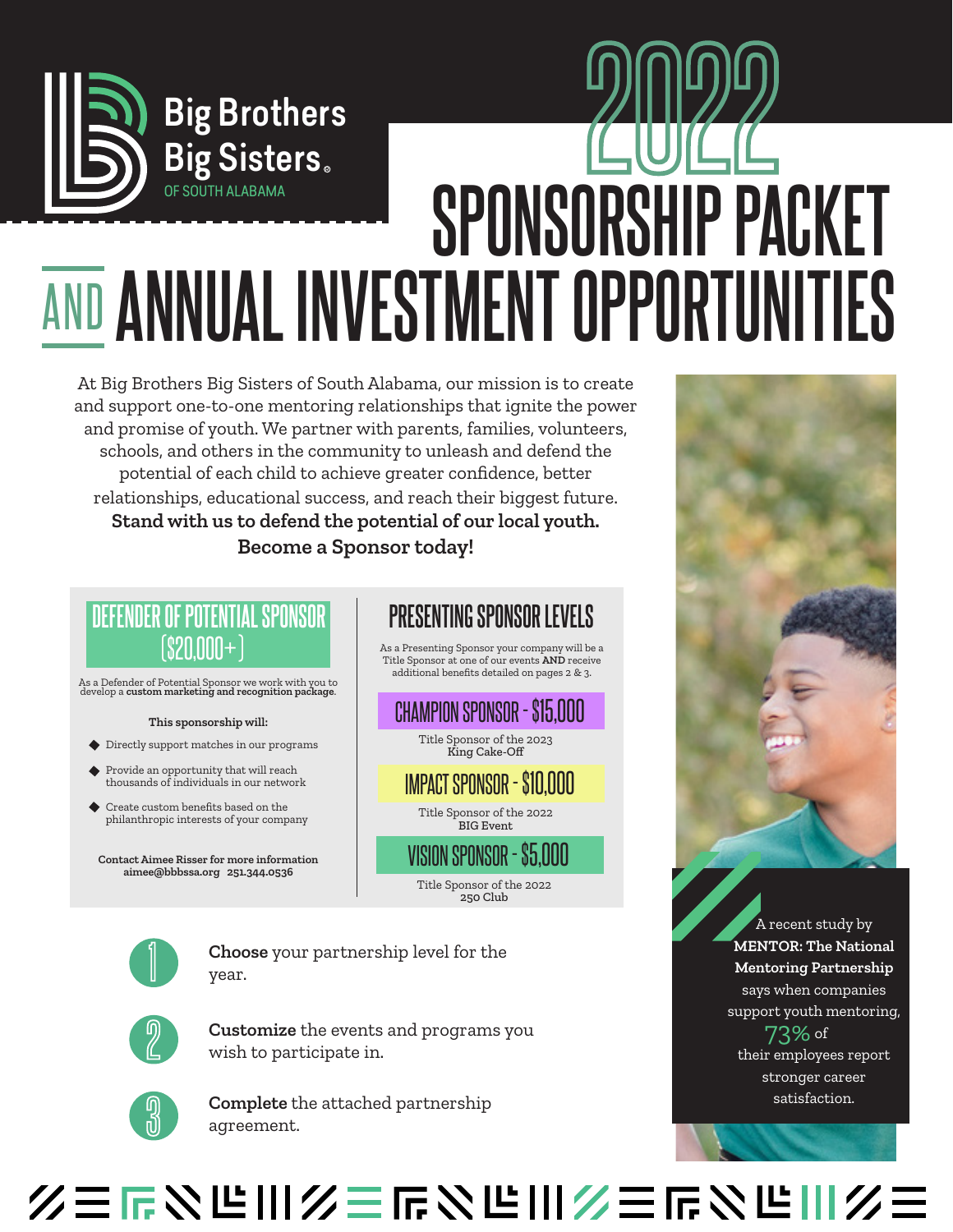Big Brothers Big Sisters OF SOUTH ALABAMA

# 2022 SPONSORSHIP PACKET AND ANNUAL INVESTMENT OPPORTUNITIES

At Big Brothers Big Sisters of South Alabama, our mission is to create and support one-to-one mentoring relationships that ignite the power and promise of youth. We partner with parents, families, volunteers, schools, and others in the community to unleash and defend the potential of each child to achieve greater confidence, better relationships, educational success, and reach their biggest future.

**Stand with us to defend the potential of our local youth. Become a Sponsor today!**

## DEFENDER OF POTENTIAL SPONSOR ($20,000+)

As a Defender of Potential Sponsor we work with you to develop a **custom marketing and recognition package.**

**This sponsorship will:**

- Directly support matches in our programs
- Provide an opportunity that will reach thousands of individuals in our network
- Create custom benefits based on the philanthropic interests of your company

**Contact Aimee Risser for more information**
**aimee@bbbssa.org 251.344.0536**

## PRESENTING SPONSOR LEVELS

As a Presenting Sponsor your company will be a Title Sponsor at one of our events **AND** receive additional benefits detailed on pages 2 & 3.

### CHAMPION SPONSOR - $15,000

Title Sponsor of the 2023 King Cake-Off

### IMPACT SPONSOR - $10,000

Title Sponsor of the 2022 BIG Event

### VISION SPONSOR - $5,000

Title Sponsor of the 2022 250 Club

1. **Choose** your partnership level for the year.
2. **Customize** the events and programs you wish to participate in.
3. **Complete** the attached partnership agreement.

A recent study by **MENTOR: The National Mentoring Partnership** says when companies support youth mentoring, 73% of their employees report stronger career satisfaction.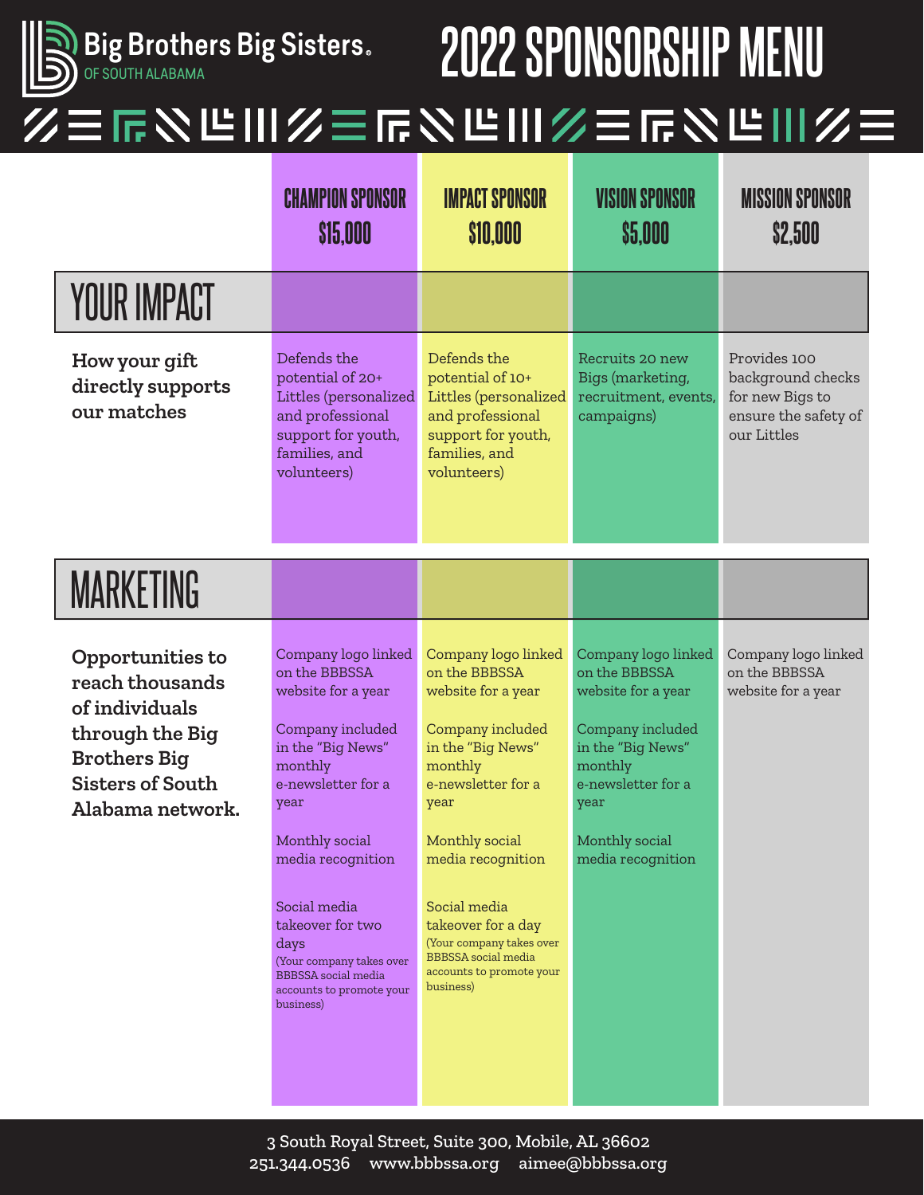**Big Brothers Big Sisters.** OF SOUTH ALABAMA

# 2022 SPONSORSHIP MENU

| | CHAMPION SPONSOR $15,000 | IMPACT SPONSOR $10,000 | VISION SPONSOR $5,000 | MISSION SPONSOR $2,500 |
|---|---|---|---|---|
| **YOUR IMPACT** | | | | |
| **How your gift directly supports our matches** | Defends the potential of 20+ Littles (personalized and professional support for youth, families, and volunteers) | Defends the potential of 10+ Littles (personalized and professional support for youth, families, and volunteers) | Recruits 20 new Bigs (marketing, recruitment, events, campaigns) | Provides 100 background checks for new Bigs to ensure the safety of our Littles |
| **MARKETING** | | | | |
| **Opportunities to reach thousands of individuals through the Big Brothers Big Sisters of South Alabama network.** | Company logo linked on the BBBSSA website for a year<br><br>Company included in the "Big News" monthly e-newsletter for a year<br><br>Monthly social media recognition<br><br>Social media takeover for two days (Your company takes over BBBSSA social media accounts to promote your business) | Company logo linked on the BBBSSA website for a year<br><br>Company included in the "Big News" monthly e-newsletter for a year<br><br>Monthly social media recognition<br><br>Social media takeover for a day (Your company takes over BBBSSA social media accounts to promote your business) | Company logo linked on the BBBSSA website for a year<br><br>Company included in the "Big News" monthly e-newsletter for a year<br><br>Monthly social media recognition | Company logo linked on the BBBSSA website for a year |

3 South Royal Street, Suite 300, Mobile, AL 36602
251.344.0536 www.bbbssa.org aimee@bbbssa.org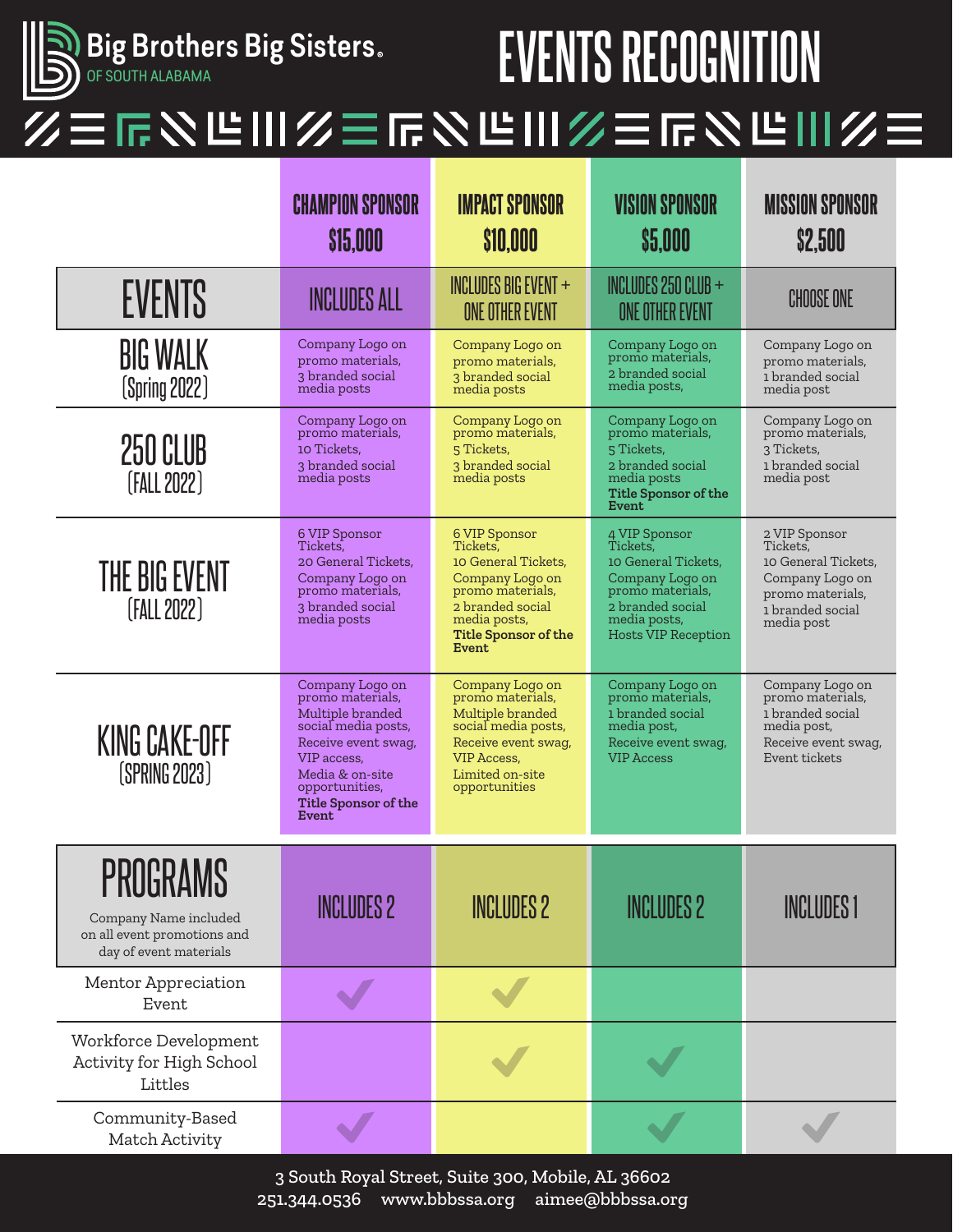# Big Brothers Big Sisters of South Alabama

# EVENTS RECOGNITION

| | CHAMPION SPONSOR $15,000 | IMPACT SPONSOR $10,000 | VISION SPONSOR $5,000 | MISSION SPONSOR $2,500 |
|---|---|---|---|---|
| **EVENTS** | INCLUDES ALL | INCLUDES BIG EVENT + ONE OTHER EVENT | INCLUDES 250 CLUB + ONE OTHER EVENT | CHOOSE ONE |
| **BIG WALK** (Spring 2022) | Company Logo on promo materials, 3 branded social media posts | Company Logo on promo materials, 3 branded social media posts | Company Logo on promo materials, 2 branded social media posts, | Company Logo on promo materials, 1 branded social media post |
| **250 CLUB** (FALL 2022) | Company Logo on promo materials, 10 Tickets, 3 branded social media posts | Company Logo on promo materials, 5 Tickets, 3 branded social media posts | Company Logo on promo materials, 5 Tickets, 2 branded social media posts **Title Sponsor of the Event** | Company Logo on promo materials, 3 Tickets, 1 branded social media post |
| **THE BIG EVENT** (FALL 2022) | 6 VIP Sponsor Tickets, 20 General Tickets, Company Logo on promo materials, 3 branded social media posts | 6 VIP Sponsor Tickets, 10 General Tickets, Company Logo on promo materials, 2 branded social media posts, **Title Sponsor of the Event** | 4 VIP Sponsor Tickets, 10 General Tickets, Company Logo on promo materials, 2 branded social media posts, Hosts VIP Reception | 2 VIP Sponsor Tickets, 10 General Tickets, Company Logo on promo materials, 1 branded social media post |
| **KING CAKE-OFF** (SPRING 2023) | Company Logo on promo materials, Multiple branded social media posts, Receive event swag, VIP access, Media & on-site opportunities, **Title Sponsor of the Event** | Company Logo on promo materials, Multiple branded social media posts, Receive event swag, VIP Access, Limited on-site opportunities | Company Logo on promo materials, 1 branded social media post, Receive event swag, VIP Access | Company Logo on promo materials, 1 branded social media post, Receive event swag, Event tickets |
| **PROGRAMS** Company Name included on all event promotions and day of event materials | INCLUDES 2 | INCLUDES 2 | INCLUDES 2 | INCLUDES 1 |
| Mentor Appreciation Event | ✓ | ✓ | | |
| Workforce Development Activity for High School Littles | | ✓ | ✓ | |
| Community-Based Match Activity | ✓ | | ✓ | ✓ |

3 South Royal Street, Suite 300, Mobile, AL 36602
251.344.0536 www.bbbssa.org aimee@bbbssa.org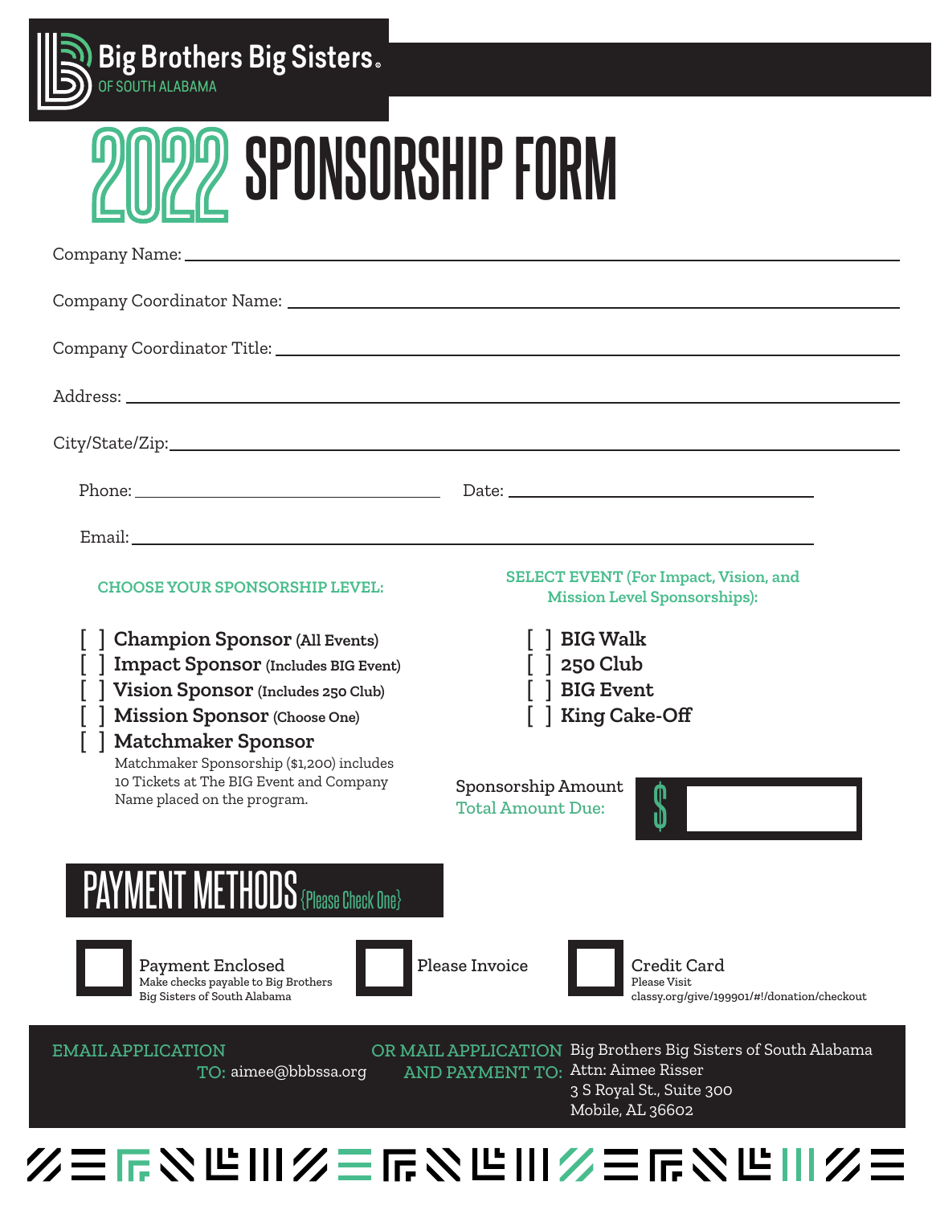Big Brothers Big Sisters
OF SOUTH ALABAMA

# 2022 SPONSORSHIP FORM

Company Name: ______________________________

Company Coordinator Name: ______________________________

Company Coordinator Title: ______________________________

Address: ______________________________

City/State/Zip: ______________________________

Phone: ____________________ Date: ____________________

Email: ______________________________

**CHOOSE YOUR SPONSORSHIP LEVEL:**

[ ] **Champion Sponsor** (All Events)
[ ] **Impact Sponsor** (Includes BIG Event)
[ ] **Vision Sponsor** (Includes 250 Club)
[ ] **Mission Sponsor** (Choose One)
[ ] **Matchmaker Sponsor**
Matchmaker Sponsorship ($1,200) includes 10 Tickets at The BIG Event and Company Name placed on the program.

**SELECT EVENT (For Impact, Vision, and Mission Level Sponsorships):**

[ ] **BIG Walk**
[ ] **250 Club**
[ ] **BIG Event**
[ ] **King Cake-Off**

Sponsorship Amount
Total Amount Due: $ __________

## PAYMENT METHODS {Please Check One}

☐ Payment Enclosed
Make checks payable to Big Brothers Big Sisters of South Alabama

☐ Please Invoice

☐ Credit Card
Please Visit
classy.org/give/199901/#!/donation/checkout

EMAIL APPLICATION TO: aimee@bbbssa.org

OR MAIL APPLICATION AND PAYMENT TO: Big Brothers Big Sisters of South Alabama
Attn: Aimee Risser
3 S Royal St., Suite 300
Mobile, AL 36602